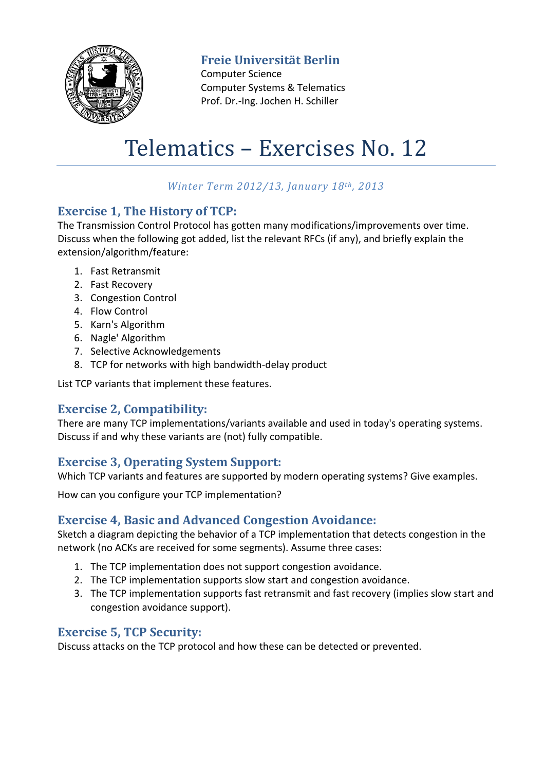**Freie Universität Berlin**
Computer Science
Computer Systems & Telematics
Prof. Dr.-Ing. Jochen H. Schiller

# Telematics – Exercises No. 12

*Winter Term 2012/13, January 18th, 2013*

## Exercise 1, The History of TCP:

The Transmission Control Protocol has gotten many modifications/improvements over time. Discuss when the following got added, list the relevant RFCs (if any), and briefly explain the extension/algorithm/feature:

1. Fast Retransmit
2. Fast Recovery
3. Congestion Control
4. Flow Control
5. Karn's Algorithm
6. Nagle' Algorithm
7. Selective Acknowledgements
8. TCP for networks with high bandwidth-delay product

List TCP variants that implement these features.

## Exercise 2, Compatibility:

There are many TCP implementations/variants available and used in today's operating systems. Discuss if and why these variants are (not) fully compatible.

## Exercise 3, Operating System Support:

Which TCP variants and features are supported by modern operating systems? Give examples.

How can you configure your TCP implementation?

## Exercise 4, Basic and Advanced Congestion Avoidance:

Sketch a diagram depicting the behavior of a TCP implementation that detects congestion in the network (no ACKs are received for some segments). Assume three cases:

1. The TCP implementation does not support congestion avoidance.
2. The TCP implementation supports slow start and congestion avoidance.
3. The TCP implementation supports fast retransmit and fast recovery (implies slow start and congestion avoidance support).

## Exercise 5, TCP Security:

Discuss attacks on the TCP protocol and how these can be detected or prevented.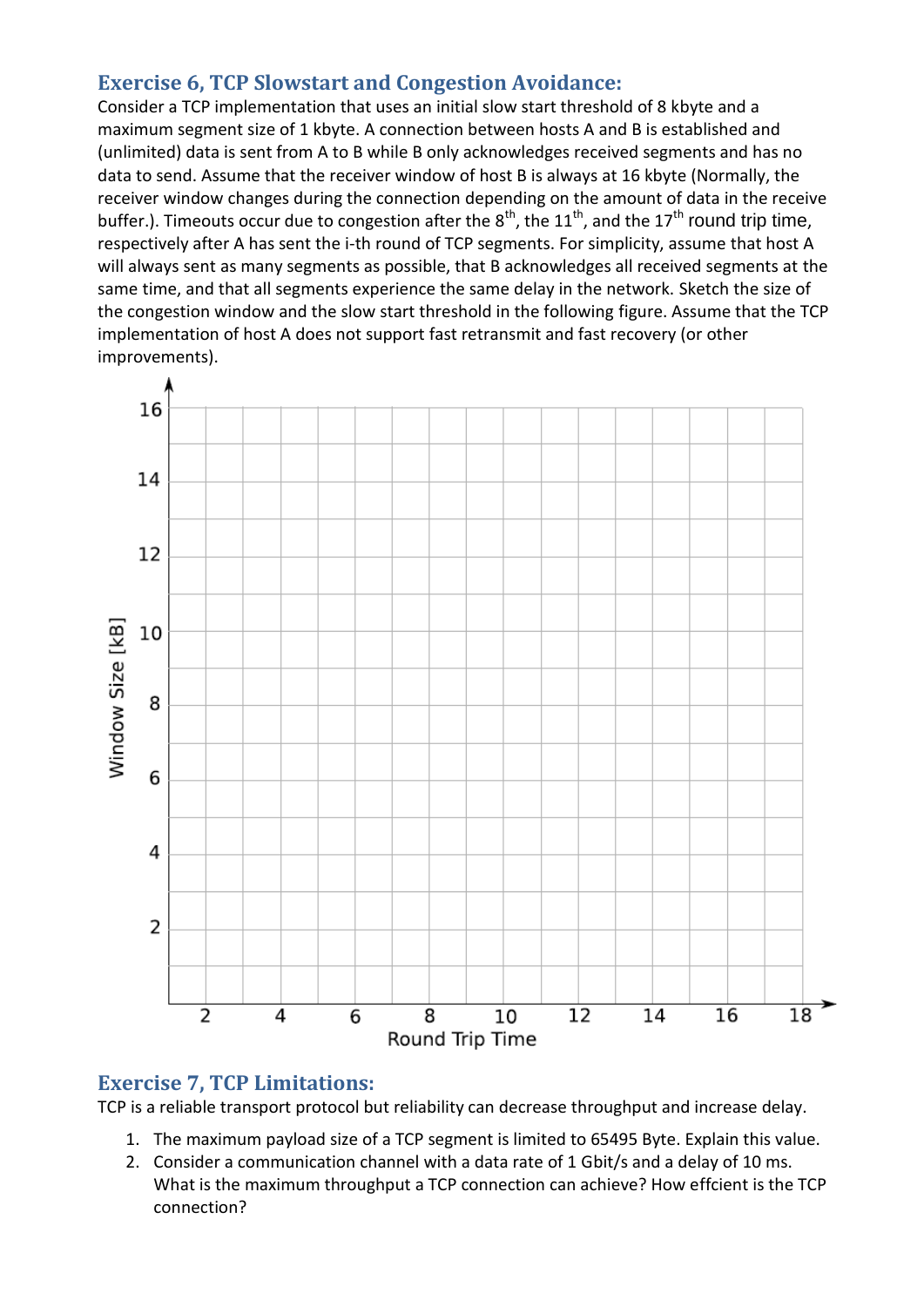## Exercise 6, TCP Slowstart and Congestion Avoidance:

Consider a TCP implementation that uses an initial slow start threshold of 8 kbyte and a maximum segment size of 1 kbyte. A connection between hosts A and B is established and (unlimited) data is sent from A to B while B only acknowledges received segments and has no data to send. Assume that the receiver window of host B is always at 16 kbyte (Normally, the receiver window changes during the connection depending on the amount of data in the receive buffer.). Timeouts occur due to congestion after the 8th, the 11th, and the 17th round trip time, respectively after A has sent the i-th round of TCP segments. For simplicity, assume that host A will always sent as many segments as possible, that B acknowledges all received segments at the same time, and that all segments experience the same delay in the network. Sketch the size of the congestion window and the slow start threshold in the following figure. Assume that the TCP implementation of host A does not support fast retransmit and fast recovery (or other improvements).

Window Size [kB]

16
14
12
10
8
6
4
2

2 4 6 8 10 12 14 16 18

Round Trip Time

## Exercise 7, TCP Limitations:

TCP is a reliable transport protocol but reliability can decrease throughput and increase delay.

1. The maximum payload size of a TCP segment is limited to 65495 Byte. Explain this value.
2. Consider a communication channel with a data rate of 1 Gbit/s and a delay of 10 ms. What is the maximum throughput a TCP connection can achieve? How effcient is the TCP connection?